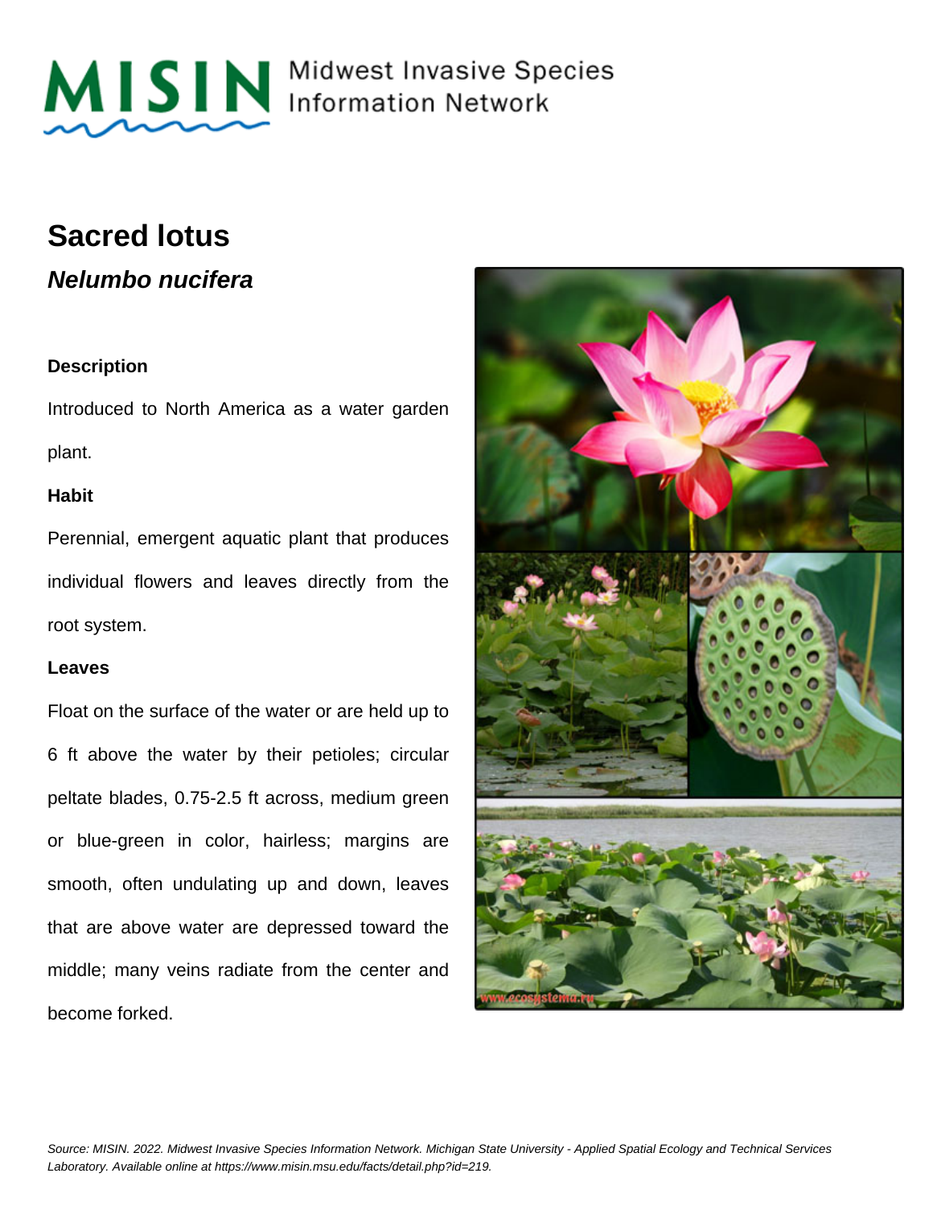MISIN Midwest Invasive Species Information Network

# Sacred lotus

## *Nelumbo nucifera*

### Description

Introduced to North America as a water garden plant.

### Habit

Perennial, emergent aquatic plant that produces individual flowers and leaves directly from the root system.

### Leaves

Float on the surface of the water or are held up to 6 ft above the water by their petioles; circular peltate blades, 0.75-2.5 ft across, medium green or blue-green in color, hairless; margins are smooth, often undulating up and down, leaves that are above water are depressed toward the middle; many veins radiate from the center and become forked.

*Source: MISIN. 2022. Midwest Invasive Species Information Network. Michigan State University - Applied Spatial Ecology and Technical Services Laboratory. Available online at https://www.misin.msu.edu/facts/detail.php?id=219.*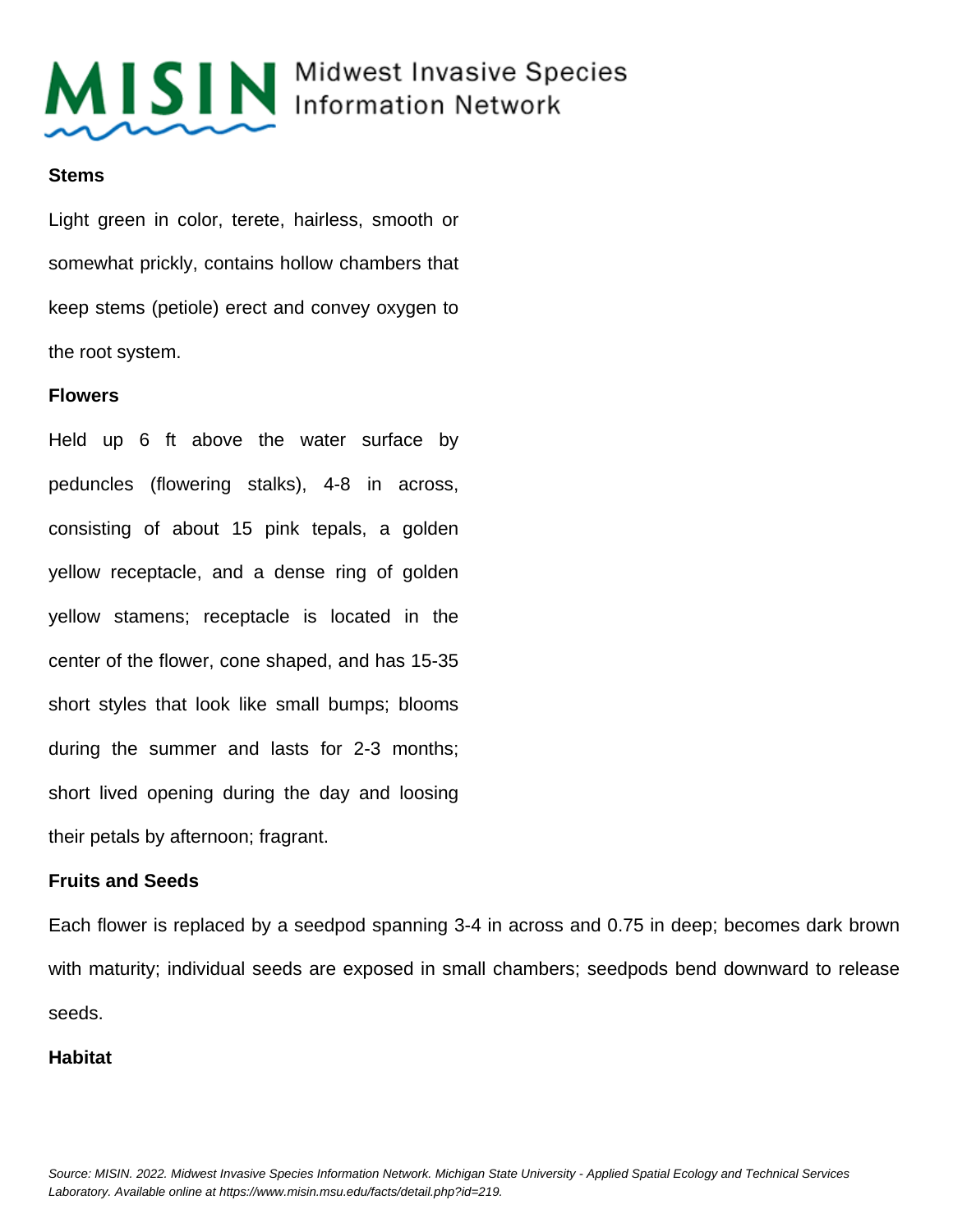**Stems**

Light green in color, terete, hairless, smooth or somewhat prickly, contains hollow chambers that keep stems (petiole) erect and convey oxygen to the root system.

**Flowers**

Held up 6 ft above the water surface by peduncles (flowering stalks), 4-8 in across, consisting of about 15 pink tepals, a golden yellow receptacle, and a dense ring of golden yellow stamens; receptacle is located in the center of the flower, cone shaped, and has 15-35 short styles that look like small bumps; blooms during the summer and lasts for 2-3 months; short lived opening during the day and loosing their petals by afternoon; fragrant.

**Fruits and Seeds**

Each flower is replaced by a seedpod spanning 3-4 in across and 0.75 in deep; becomes dark brown with maturity; individual seeds are exposed in small chambers; seedpods bend downward to release seeds.

**Habitat**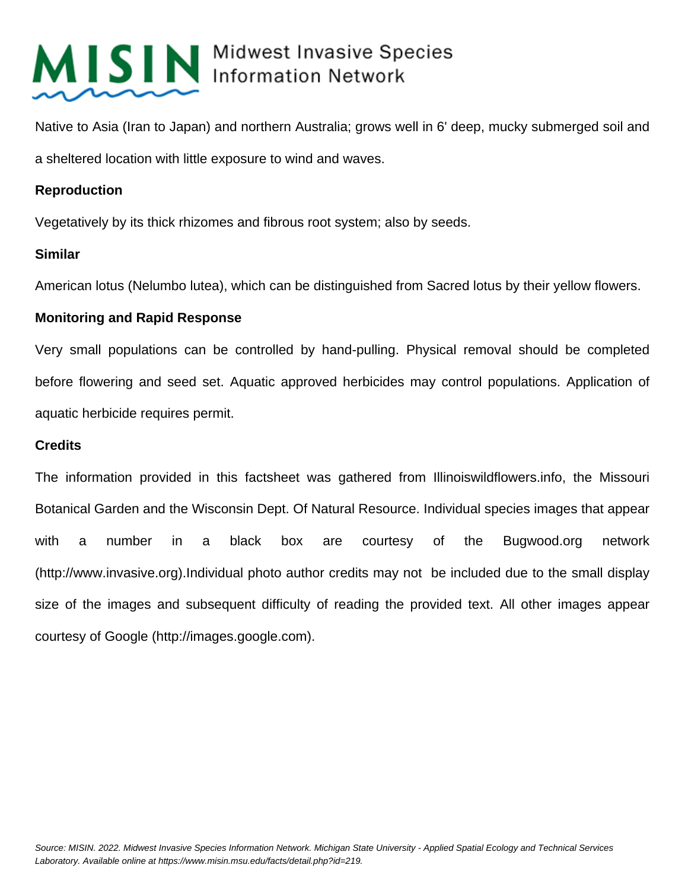Native to Asia (Iran to Japan) and northern Australia; grows well in 6' deep, mucky submerged soil and a sheltered location with little exposure to wind and waves.

**Reproduction**

Vegetatively by its thick rhizomes and fibrous root system; also by seeds.

**Similar**

American lotus (Nelumbo lutea), which can be distinguished from Sacred lotus by their yellow flowers.

**Monitoring and Rapid Response**

Very small populations can be controlled by hand-pulling. Physical removal should be completed before flowering and seed set. Aquatic approved herbicides may control populations. Application of aquatic herbicide requires permit.

**Credits**

The information provided in this factsheet was gathered from Illinoiswildflowers.info, the Missouri Botanical Garden and the Wisconsin Dept. Of Natural Resource. Individual species images that appear with a number in a black box are courtesy of the Bugwood.org network (http://www.invasive.org).Individual photo author credits may not be included due to the small display size of the images and subsequent difficulty of reading the provided text. All other images appear courtesy of Google (http://images.google.com).

*Source: MISIN. 2022. Midwest Invasive Species Information Network. Michigan State University - Applied Spatial Ecology and Technical Services Laboratory. Available online at https://www.misin.msu.edu/facts/detail.php?id=219.*